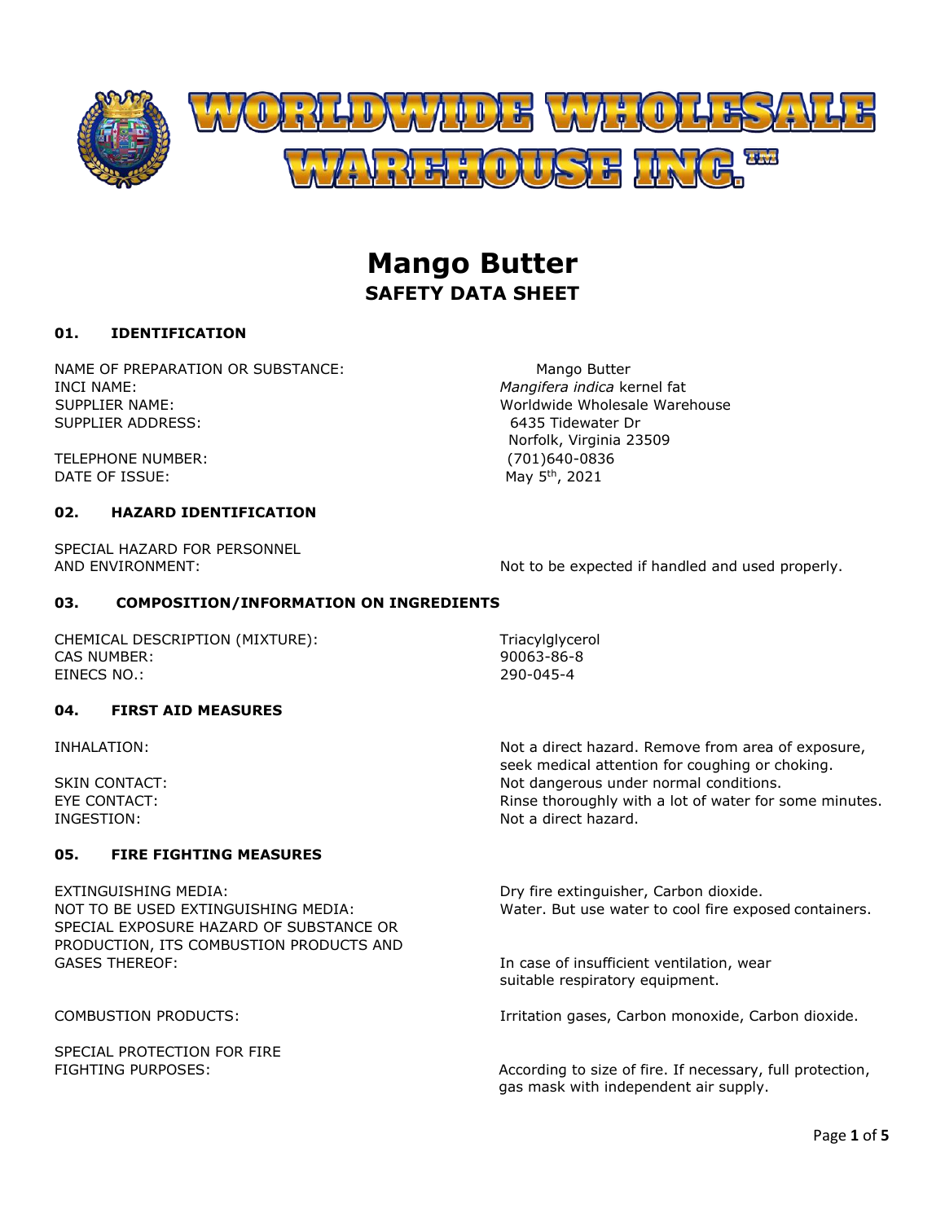# WORLDWIDE WHOLESALE WAREHOUSE INC.™

# Mango Butter

## SAFETY DATA SHEET

### 01. IDENTIFICATION

| | |
|---|---|
| NAME OF PREPARATION OR SUBSTANCE: | Mango Butter |
| INCI NAME: | *Mangifera indica* kernel fat |
| SUPPLIER NAME: | Worldwide Wholesale Warehouse |
| SUPPLIER ADDRESS: | 6435 Tidewater Dr<br>Norfolk, Virginia 23509 |
| TELEPHONE NUMBER: | (701)640-0836 |
| DATE OF ISSUE: | May 5th, 2021 |

### 02. HAZARD IDENTIFICATION

| | |
|---|---|
| SPECIAL HAZARD FOR PERSONNEL AND ENVIRONMENT: | Not to be expected if handled and used properly. |

### 03. COMPOSITION/INFORMATION ON INGREDIENTS

| | |
|---|---|
| CHEMICAL DESCRIPTION (MIXTURE): | Triacylglycerol |
| CAS NUMBER: | 90063-86-8 |
| EINECS NO.: | 290-045-4 |

### 04. FIRST AID MEASURES

| | |
|---|---|
| INHALATION: | Not a direct hazard. Remove from area of exposure, seek medical attention for coughing or choking. |
| SKIN CONTACT: | Not dangerous under normal conditions. |
| EYE CONTACT: | Rinse thoroughly with a lot of water for some minutes. |
| INGESTION: | Not a direct hazard. |

### 05. FIRE FIGHTING MEASURES

| | |
|---|---|
| EXTINGUISHING MEDIA: | Dry fire extinguisher, Carbon dioxide. |
| NOT TO BE USED EXTINGUISHING MEDIA: | Water. But use water to cool fire exposed containers. |
| SPECIAL EXPOSURE HAZARD OF SUBSTANCE OR PRODUCTION, ITS COMBUSTION PRODUCTS AND GASES THEREOF: | In case of insufficient ventilation, wear suitable respiratory equipment. |
| COMBUSTION PRODUCTS: | Irritation gases, Carbon monoxide, Carbon dioxide. |
| SPECIAL PROTECTION FOR FIRE FIGHTING PURPOSES: | According to size of fire. If necessary, full protection, gas mask with independent air supply. |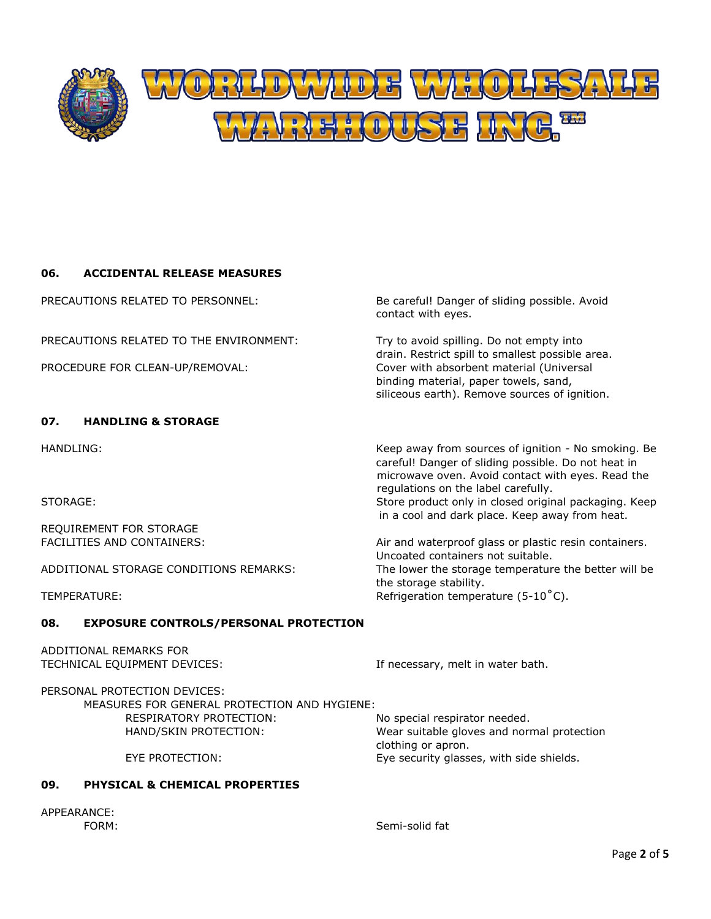## 06. ACCIDENTAL RELEASE MEASURES

| | |
|---|---|
| PRECAUTIONS RELATED TO PERSONNEL: | Be careful! Danger of sliding possible. Avoid contact with eyes. |
| PRECAUTIONS RELATED TO THE ENVIRONMENT: | Try to avoid spilling. Do not empty into drain. Restrict spill to smallest possible area. |
| PROCEDURE FOR CLEAN-UP/REMOVAL: | Cover with absorbent material (Universal binding material, paper towels, sand, siliceous earth). Remove sources of ignition. |

## 07. HANDLING & STORAGE

| | |
|---|---|
| HANDLING: | Keep away from sources of ignition - No smoking. Be careful! Danger of sliding possible. Do not heat in microwave oven. Avoid contact with eyes. Read the regulations on the label carefully. |
| STORAGE: | Store product only in closed original packaging. Keep in a cool and dark place. Keep away from heat. |
| REQUIREMENT FOR STORAGE FACILITIES AND CONTAINERS: | Air and waterproof glass or plastic resin containers. Uncoated containers not suitable. |
| ADDITIONAL STORAGE CONDITIONS REMARKS: | The lower the storage temperature the better will be the storage stability. |
| TEMPERATURE: | Refrigeration temperature (5-10˚C). |

## 08. EXPOSURE CONTROLS/PERSONAL PROTECTION

ADDITIONAL REMARKS FOR TECHNICAL EQUIPMENT DEVICES: If necessary, melt in water bath.

PERSONAL PROTECTION DEVICES:

MEASURES FOR GENERAL PROTECTION AND HYGIENE:

| | |
|---|---|
| RESPIRATORY PROTECTION: | No special respirator needed. |
| HAND/SKIN PROTECTION: | Wear suitable gloves and normal protection clothing or apron. |
| EYE PROTECTION: | Eye security glasses, with side shields. |

## 09. PHYSICAL & CHEMICAL PROPERTIES

APPEARANCE:

FORM: Semi-solid fat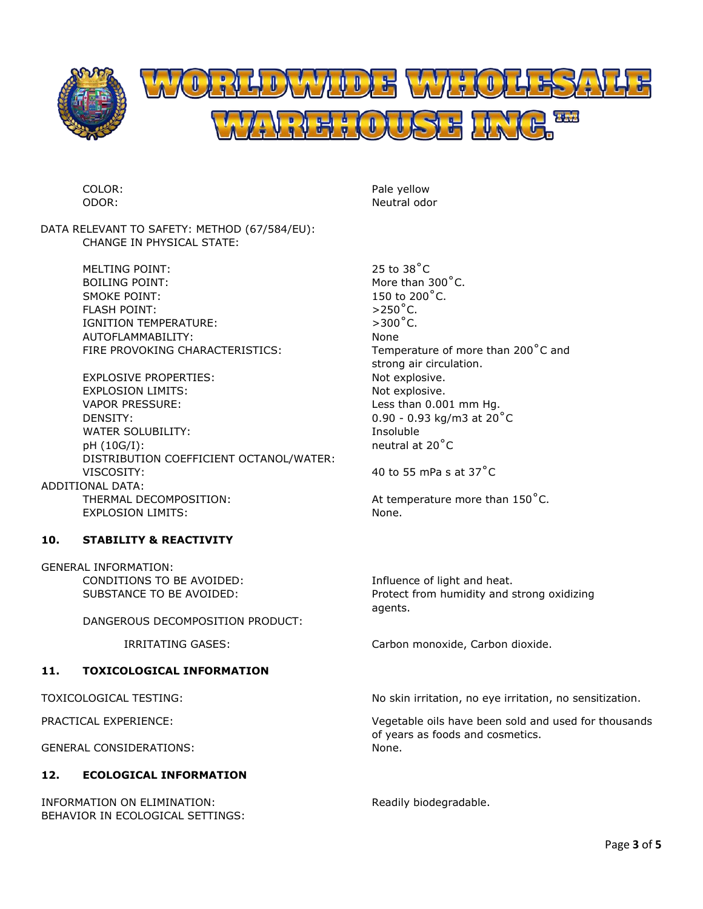| | |
|---|---|
| COLOR: | Pale yellow |
| ODOR: | Neutral odor |

DATA RELEVANT TO SAFETY: METHOD (67/584/EU):

CHANGE IN PHYSICAL STATE:

| | |
|---|---|
| MELTING POINT: | 25 to 38˚C |
| BOILING POINT: | More than 300˚C. |
| SMOKE POINT: | 150 to 200˚C. |
| FLASH POINT: | >250˚C. |
| IGNITION TEMPERATURE: | >300˚C. |
| AUTOFLAMMABILITY: | None |
| FIRE PROVOKING CHARACTERISTICS: | Temperature of more than 200˚C and strong air circulation. |
| EXPLOSIVE PROPERTIES: | Not explosive. |
| EXPLOSION LIMITS: | Not explosive. |
| VAPOR PRESSURE: | Less than 0.001 mm Hg. |
| DENSITY: | 0.90 - 0.93 kg/m3 at 20˚C |
| WATER SOLUBILITY: | Insoluble |
| pH (10G/I): | neutral at 20˚C |
| DISTRIBUTION COEFFICIENT OCTANOL/WATER: | |
| VISCOSITY: | 40 to 55 mPa s at 37˚C |

ADDITIONAL DATA:

| | |
|---|---|
| THERMAL DECOMPOSITION: | At temperature more than 150˚C. |
| EXPLOSION LIMITS: | None. |

## 10. STABILITY & REACTIVITY

GENERAL INFORMATION:

| | |
|---|---|
| CONDITIONS TO BE AVOIDED: | Influence of light and heat. |
| SUBSTANCE TO BE AVOIDED: | Protect from humidity and strong oxidizing agents. |

DANGEROUS DECOMPOSITION PRODUCT:

| | |
|---|---|
| IRRITATING GASES: | Carbon monoxide, Carbon dioxide. |

## 11. TOXICOLOGICAL INFORMATION

| | |
|---|---|
| TOXICOLOGICAL TESTING: | No skin irritation, no eye irritation, no sensitization. |
| PRACTICAL EXPERIENCE: | Vegetable oils have been sold and used for thousands of years as foods and cosmetics. |
| GENERAL CONSIDERATIONS: | None. |

## 12. ECOLOGICAL INFORMATION

| | |
|---|---|
| INFORMATION ON ELIMINATION: | Readily biodegradable. |
| BEHAVIOR IN ECOLOGICAL SETTINGS: | |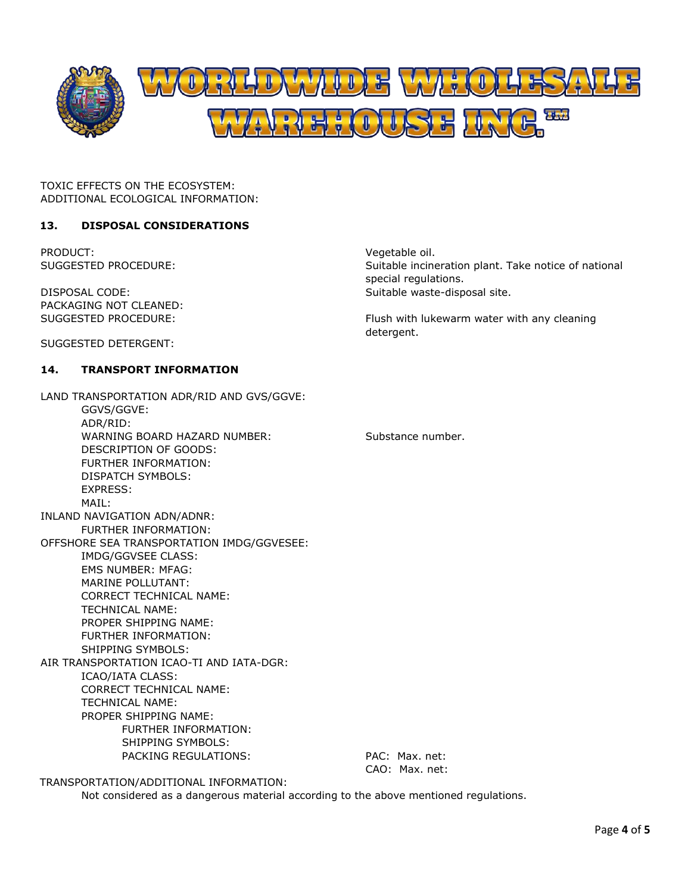TOXIC EFFECTS ON THE ECOSYSTEM:
ADDITIONAL ECOLOGICAL INFORMATION:

## 13. DISPOSAL CONSIDERATIONS

| | |
|---|---|
| PRODUCT: | Vegetable oil. |
| SUGGESTED PROCEDURE: | Suitable incineration plant. Take notice of national special regulations. |
| DISPOSAL CODE: | Suitable waste-disposal site. |
| PACKAGING NOT CLEANED: | |
| SUGGESTED PROCEDURE: | Flush with lukewarm water with any cleaning detergent. |
| SUGGESTED DETERGENT: | |

## 14. TRANSPORT INFORMATION

LAND TRANSPORTATION ADR/RID AND GVS/GGVE:
- GGVS/GGVE:
- ADR/RID:
- WARNING BOARD HAZARD NUMBER: Substance number.
- DESCRIPTION OF GOODS:
- FURTHER INFORMATION:
- DISPATCH SYMBOLS:
- EXPRESS:
- MAIL:

INLAND NAVIGATION ADN/ADNR:
- FURTHER INFORMATION:

OFFSHORE SEA TRANSPORTATION IMDG/GGVESEE:
- IMDG/GGVSEE CLASS:
- EMS NUMBER: MFAG:
- MARINE POLLUTANT:
- CORRECT TECHNICAL NAME:
- TECHNICAL NAME:
- PROPER SHIPPING NAME:
- FURTHER INFORMATION:
- SHIPPING SYMBOLS:

AIR TRANSPORTATION ICAO-TI AND IATA-DGR:
- ICAO/IATA CLASS:
- CORRECT TECHNICAL NAME:
- TECHNICAL NAME:
- PROPER SHIPPING NAME:
  - FURTHER INFORMATION:
  - SHIPPING SYMBOLS:
  - PACKING REGULATIONS: PAC: Max. net: CAO: Max. net:

TRANSPORTATION/ADDITIONAL INFORMATION:

Not considered as a dangerous material according to the above mentioned regulations.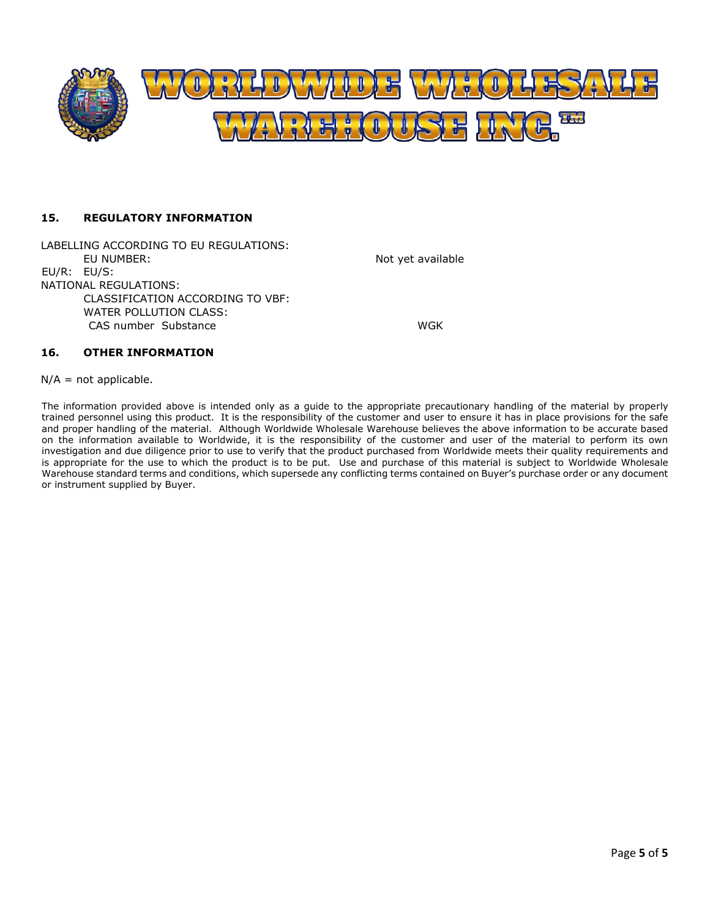## 15. REGULATORY INFORMATION

LABELLING ACCORDING TO EU REGULATIONS:

EU NUMBER: Not yet available

EU/R: EU/S:

NATIONAL REGULATIONS:

CLASSIFICATION ACCORDING TO VBF:

WATER POLLUTION CLASS:

| CAS number | Substance | WGK |
|---|---|---|

## 16. OTHER INFORMATION

N/A = not applicable.

The information provided above is intended only as a guide to the appropriate precautionary handling of the material by properly trained personnel using this product. It is the responsibility of the customer and user to ensure it has in place provisions for the safe and proper handling of the material. Although Worldwide Wholesale Warehouse believes the above information to be accurate based on the information available to Worldwide, it is the responsibility of the customer and user of the material to perform its own investigation and due diligence prior to use to verify that the product purchased from Worldwide meets their quality requirements and is appropriate for the use to which the product is to be put. Use and purchase of this material is subject to Worldwide Wholesale Warehouse standard terms and conditions, which supersede any conflicting terms contained on Buyer's purchase order or any document or instrument supplied by Buyer.